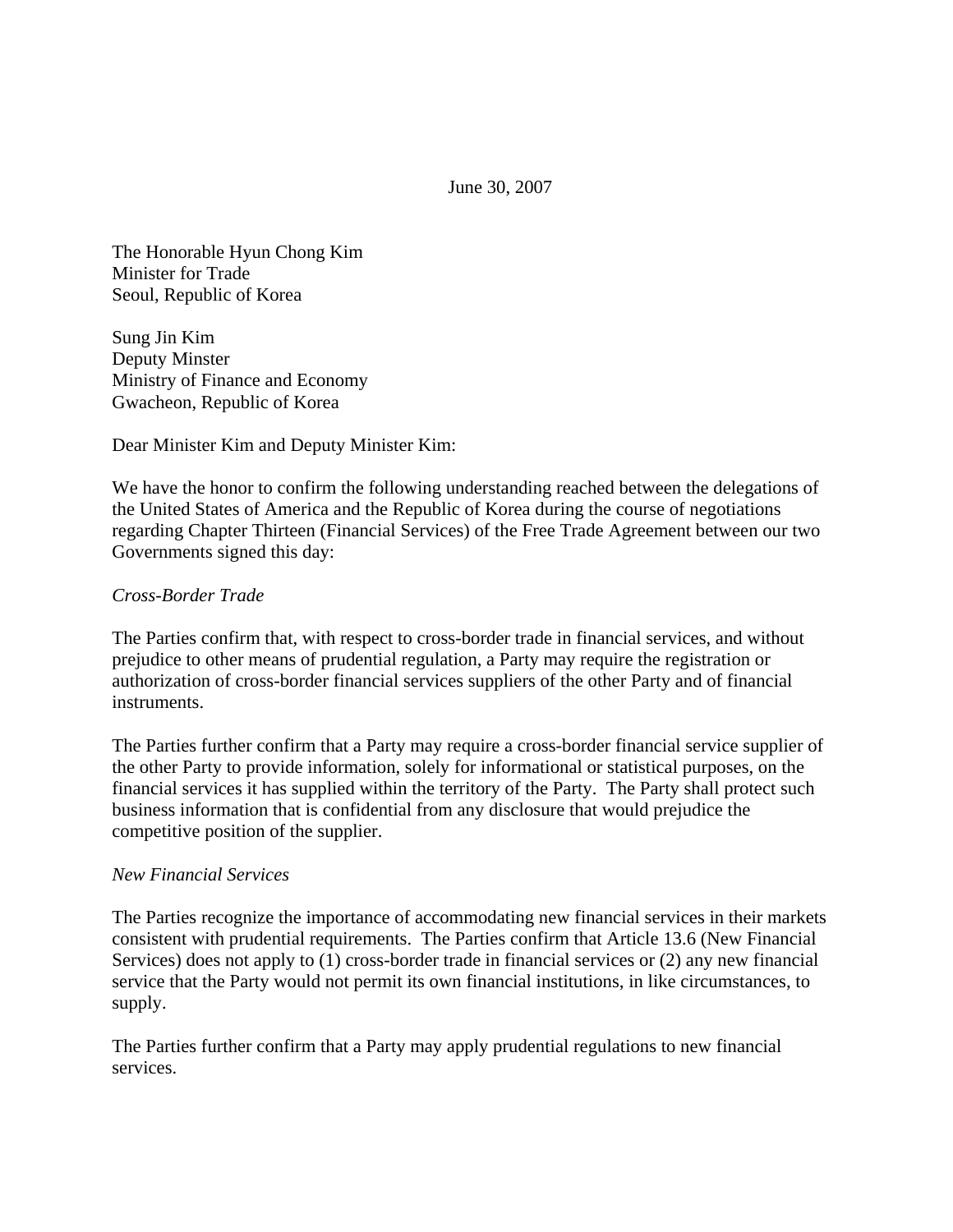June 30, 2007

The Honorable Hyun Chong Kim
Minister for Trade
Seoul, Republic of Korea

Sung Jin Kim
Deputy Minster
Ministry of Finance and Economy
Gwacheon, Republic of Korea

Dear Minister Kim and Deputy Minister Kim:

We have the honor to confirm the following understanding reached between the delegations of the United States of America and the Republic of Korea during the course of negotiations regarding Chapter Thirteen (Financial Services) of the Free Trade Agreement between our two Governments signed this day:

*Cross-Border Trade*

The Parties confirm that, with respect to cross-border trade in financial services, and without prejudice to other means of prudential regulation, a Party may require the registration or authorization of cross-border financial services suppliers of the other Party and of financial instruments.

The Parties further confirm that a Party may require a cross-border financial service supplier of the other Party to provide information, solely for informational or statistical purposes, on the financial services it has supplied within the territory of the Party. The Party shall protect such business information that is confidential from any disclosure that would prejudice the competitive position of the supplier.

*New Financial Services*

The Parties recognize the importance of accommodating new financial services in their markets consistent with prudential requirements. The Parties confirm that Article 13.6 (New Financial Services) does not apply to (1) cross-border trade in financial services or (2) any new financial service that the Party would not permit its own financial institutions, in like circumstances, to supply.

The Parties further confirm that a Party may apply prudential regulations to new financial services.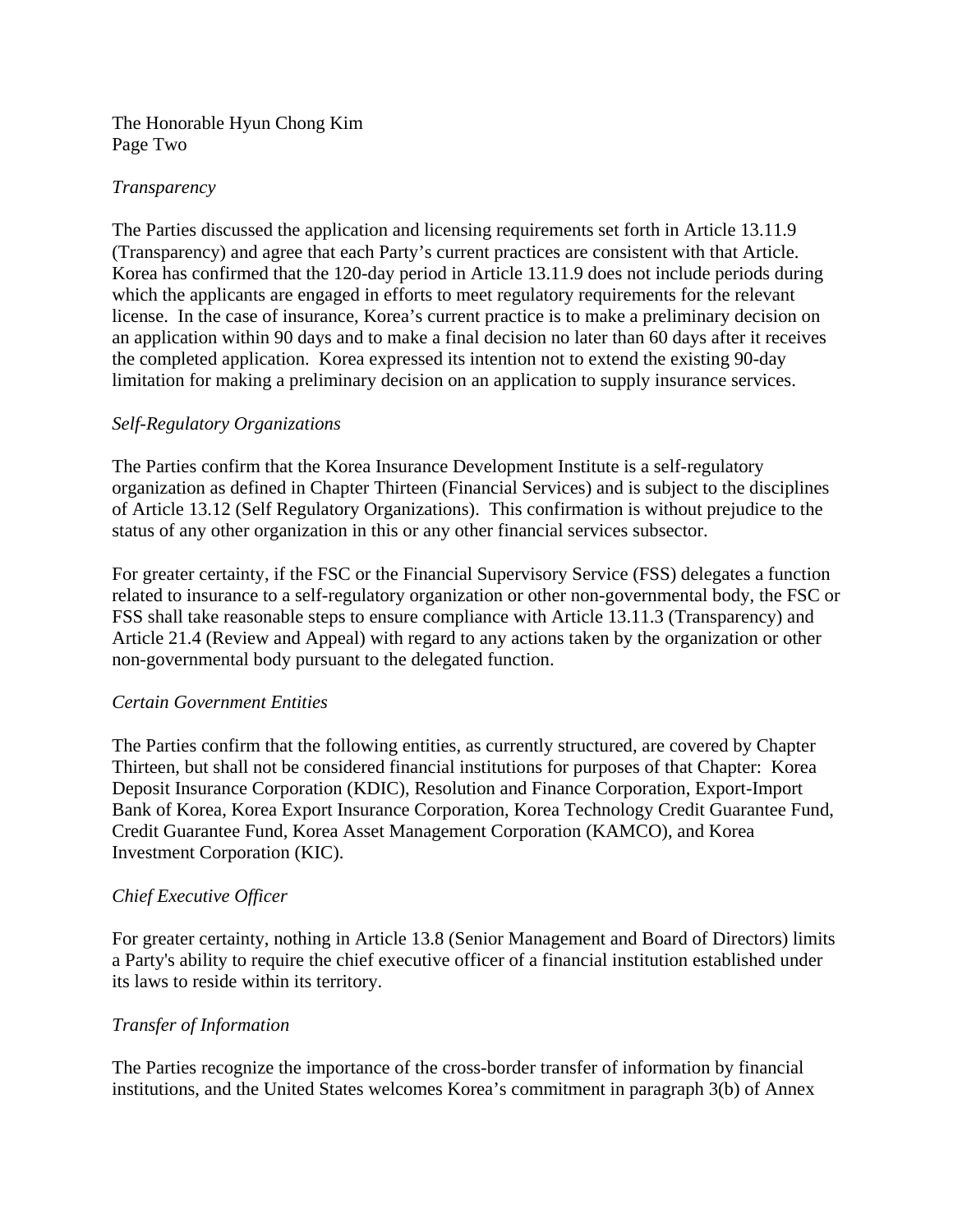*Transparency*

The Parties discussed the application and licensing requirements set forth in Article 13.11.9 (Transparency) and agree that each Party's current practices are consistent with that Article. Korea has confirmed that the 120-day period in Article 13.11.9 does not include periods during which the applicants are engaged in efforts to meet regulatory requirements for the relevant license. In the case of insurance, Korea's current practice is to make a preliminary decision on an application within 90 days and to make a final decision no later than 60 days after it receives the completed application. Korea expressed its intention not to extend the existing 90-day limitation for making a preliminary decision on an application to supply insurance services.

*Self-Regulatory Organizations*

The Parties confirm that the Korea Insurance Development Institute is a self-regulatory organization as defined in Chapter Thirteen (Financial Services) and is subject to the disciplines of Article 13.12 (Self Regulatory Organizations). This confirmation is without prejudice to the status of any other organization in this or any other financial services subsector.

For greater certainty, if the FSC or the Financial Supervisory Service (FSS) delegates a function related to insurance to a self-regulatory organization or other non-governmental body, the FSC or FSS shall take reasonable steps to ensure compliance with Article 13.11.3 (Transparency) and Article 21.4 (Review and Appeal) with regard to any actions taken by the organization or other non-governmental body pursuant to the delegated function.

*Certain Government Entities*

The Parties confirm that the following entities, as currently structured, are covered by Chapter Thirteen, but shall not be considered financial institutions for purposes of that Chapter: Korea Deposit Insurance Corporation (KDIC), Resolution and Finance Corporation, Export-Import Bank of Korea, Korea Export Insurance Corporation, Korea Technology Credit Guarantee Fund, Credit Guarantee Fund, Korea Asset Management Corporation (KAMCO), and Korea Investment Corporation (KIC).

*Chief Executive Officer*

For greater certainty, nothing in Article 13.8 (Senior Management and Board of Directors) limits a Party's ability to require the chief executive officer of a financial institution established under its laws to reside within its territory.

*Transfer of Information*

The Parties recognize the importance of the cross-border transfer of information by financial institutions, and the United States welcomes Korea's commitment in paragraph 3(b) of Annex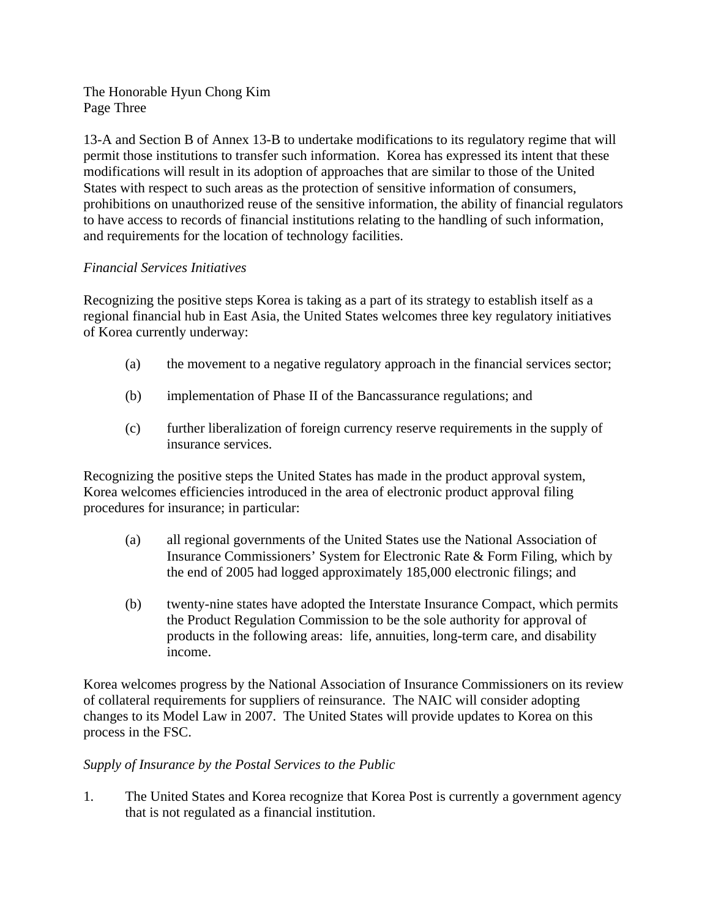13-A and Section B of Annex 13-B to undertake modifications to its regulatory regime that will permit those institutions to transfer such information. Korea has expressed its intent that these modifications will result in its adoption of approaches that are similar to those of the United States with respect to such areas as the protection of sensitive information of consumers, prohibitions on unauthorized reuse of the sensitive information, the ability of financial regulators to have access to records of financial institutions relating to the handling of such information, and requirements for the location of technology facilities.

*Financial Services Initiatives*

Recognizing the positive steps Korea is taking as a part of its strategy to establish itself as a regional financial hub in East Asia, the United States welcomes three key regulatory initiatives of Korea currently underway:

(a) the movement to a negative regulatory approach in the financial services sector;

(b) implementation of Phase II of the Bancassurance regulations; and

(c) further liberalization of foreign currency reserve requirements in the supply of insurance services.

Recognizing the positive steps the United States has made in the product approval system, Korea welcomes efficiencies introduced in the area of electronic product approval filing procedures for insurance; in particular:

(a) all regional governments of the United States use the National Association of Insurance Commissioners' System for Electronic Rate & Form Filing, which by the end of 2005 had logged approximately 185,000 electronic filings; and

(b) twenty-nine states have adopted the Interstate Insurance Compact, which permits the Product Regulation Commission to be the sole authority for approval of products in the following areas: life, annuities, long-term care, and disability income.

Korea welcomes progress by the National Association of Insurance Commissioners on its review of collateral requirements for suppliers of reinsurance. The NAIC will consider adopting changes to its Model Law in 2007. The United States will provide updates to Korea on this process in the FSC.

*Supply of Insurance by the Postal Services to the Public*

1. The United States and Korea recognize that Korea Post is currently a government agency that is not regulated as a financial institution.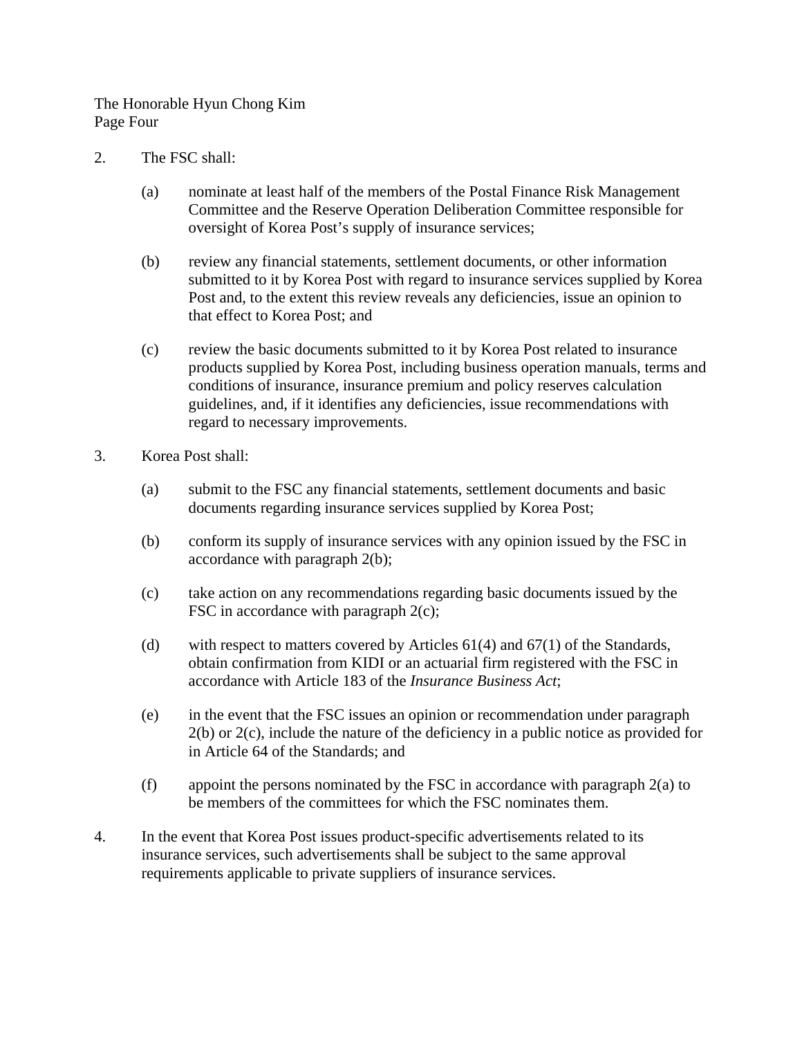2. The FSC shall:

   (a) nominate at least half of the members of the Postal Finance Risk Management Committee and the Reserve Operation Deliberation Committee responsible for oversight of Korea Post's supply of insurance services;

   (b) review any financial statements, settlement documents, or other information submitted to it by Korea Post with regard to insurance services supplied by Korea Post and, to the extent this review reveals any deficiencies, issue an opinion to that effect to Korea Post; and

   (c) review the basic documents submitted to it by Korea Post related to insurance products supplied by Korea Post, including business operation manuals, terms and conditions of insurance, insurance premium and policy reserves calculation guidelines, and, if it identifies any deficiencies, issue recommendations with regard to necessary improvements.

3. Korea Post shall:

   (a) submit to the FSC any financial statements, settlement documents and basic documents regarding insurance services supplied by Korea Post;

   (b) conform its supply of insurance services with any opinion issued by the FSC in accordance with paragraph 2(b);

   (c) take action on any recommendations regarding basic documents issued by the FSC in accordance with paragraph 2(c);

   (d) with respect to matters covered by Articles 61(4) and 67(1) of the Standards, obtain confirmation from KIDI or an actuarial firm registered with the FSC in accordance with Article 183 of the *Insurance Business Act*;

   (e) in the event that the FSC issues an opinion or recommendation under paragraph 2(b) or 2(c), include the nature of the deficiency in a public notice as provided for in Article 64 of the Standards; and

   (f) appoint the persons nominated by the FSC in accordance with paragraph 2(a) to be members of the committees for which the FSC nominates them.

4. In the event that Korea Post issues product-specific advertisements related to its insurance services, such advertisements shall be subject to the same approval requirements applicable to private suppliers of insurance services.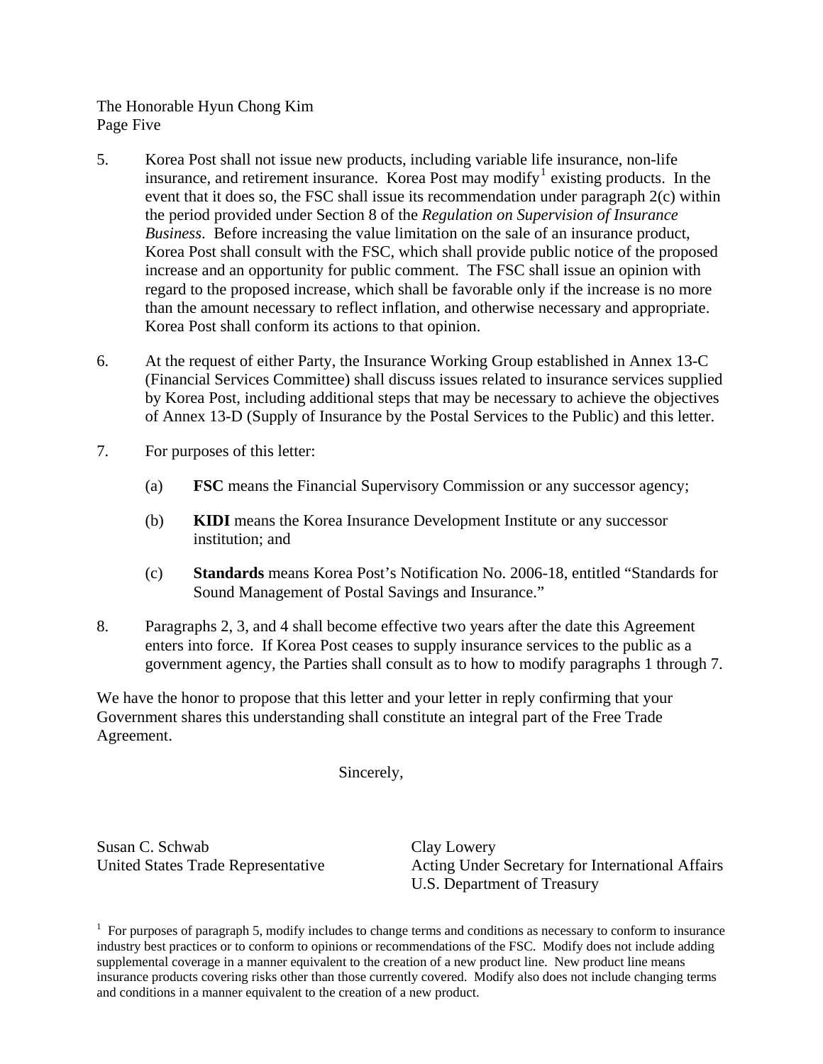5. Korea Post shall not issue new products, including variable life insurance, non-life insurance, and retirement insurance. Korea Post may modify[1] existing products. In the event that it does so, the FSC shall issue its recommendation under paragraph 2(c) within the period provided under Section 8 of the *Regulation on Supervision of Insurance Business*. Before increasing the value limitation on the sale of an insurance product, Korea Post shall consult with the FSC, which shall provide public notice of the proposed increase and an opportunity for public comment. The FSC shall issue an opinion with regard to the proposed increase, which shall be favorable only if the increase is no more than the amount necessary to reflect inflation, and otherwise necessary and appropriate. Korea Post shall conform its actions to that opinion.

6. At the request of either Party, the Insurance Working Group established in Annex 13-C (Financial Services Committee) shall discuss issues related to insurance services supplied by Korea Post, including additional steps that may be necessary to achieve the objectives of Annex 13-D (Supply of Insurance by the Postal Services to the Public) and this letter.

7. For purposes of this letter:

   (a) **FSC** means the Financial Supervisory Commission or any successor agency;

   (b) **KIDI** means the Korea Insurance Development Institute or any successor institution; and

   (c) **Standards** means Korea Post's Notification No. 2006-18, entitled "Standards for Sound Management of Postal Savings and Insurance."

8. Paragraphs 2, 3, and 4 shall become effective two years after the date this Agreement enters into force. If Korea Post ceases to supply insurance services to the public as a government agency, the Parties shall consult as to how to modify paragraphs 1 through 7.

We have the honor to propose that this letter and your letter in reply confirming that your Government shares this understanding shall constitute an integral part of the Free Trade Agreement.

Sincerely,

Susan C. Schwab
United States Trade Representative

Clay Lowery
Acting Under Secretary for International Affairs
U.S. Department of Treasury

[1] For purposes of paragraph 5, modify includes to change terms and conditions as necessary to conform to insurance industry best practices or to conform to opinions or recommendations of the FSC. Modify does not include adding supplemental coverage in a manner equivalent to the creation of a new product line. New product line means insurance products covering risks other than those currently covered. Modify also does not include changing terms and conditions in a manner equivalent to the creation of a new product.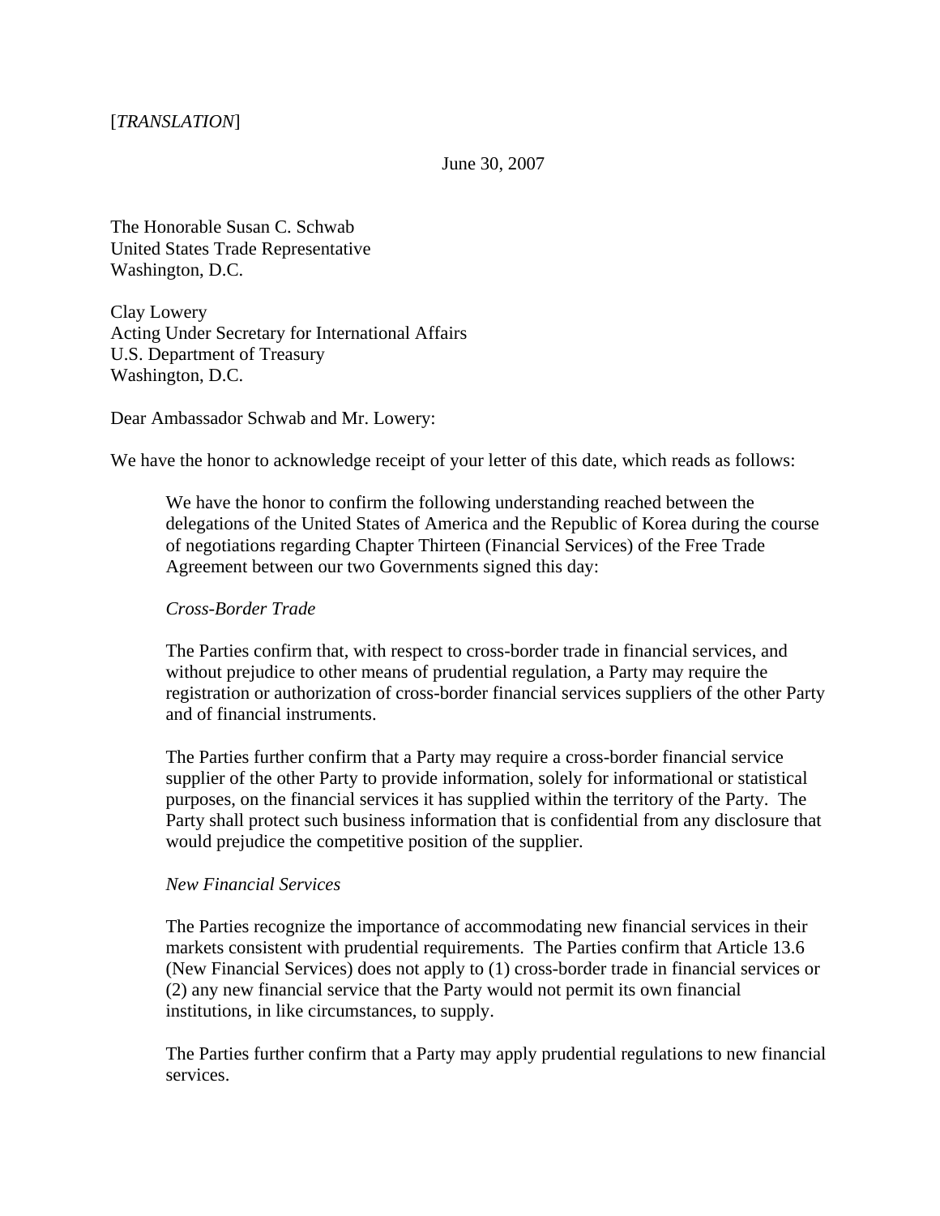[*TRANSLATION*]

June 30, 2007

The Honorable Susan C. Schwab
United States Trade Representative
Washington, D.C.

Clay Lowery
Acting Under Secretary for International Affairs
U.S. Department of Treasury
Washington, D.C.

Dear Ambassador Schwab and Mr. Lowery:

We have the honor to acknowledge receipt of your letter of this date, which reads as follows:

> We have the honor to confirm the following understanding reached between the delegations of the United States of America and the Republic of Korea during the course of negotiations regarding Chapter Thirteen (Financial Services) of the Free Trade Agreement between our two Governments signed this day:
>
> *Cross-Border Trade*
>
> The Parties confirm that, with respect to cross-border trade in financial services, and without prejudice to other means of prudential regulation, a Party may require the registration or authorization of cross-border financial services suppliers of the other Party and of financial instruments.
>
> The Parties further confirm that a Party may require a cross-border financial service supplier of the other Party to provide information, solely for informational or statistical purposes, on the financial services it has supplied within the territory of the Party. The Party shall protect such business information that is confidential from any disclosure that would prejudice the competitive position of the supplier.
>
> *New Financial Services*
>
> The Parties recognize the importance of accommodating new financial services in their markets consistent with prudential requirements. The Parties confirm that Article 13.6 (New Financial Services) does not apply to (1) cross-border trade in financial services or (2) any new financial service that the Party would not permit its own financial institutions, in like circumstances, to supply.
>
> The Parties further confirm that a Party may apply prudential regulations to new financial services.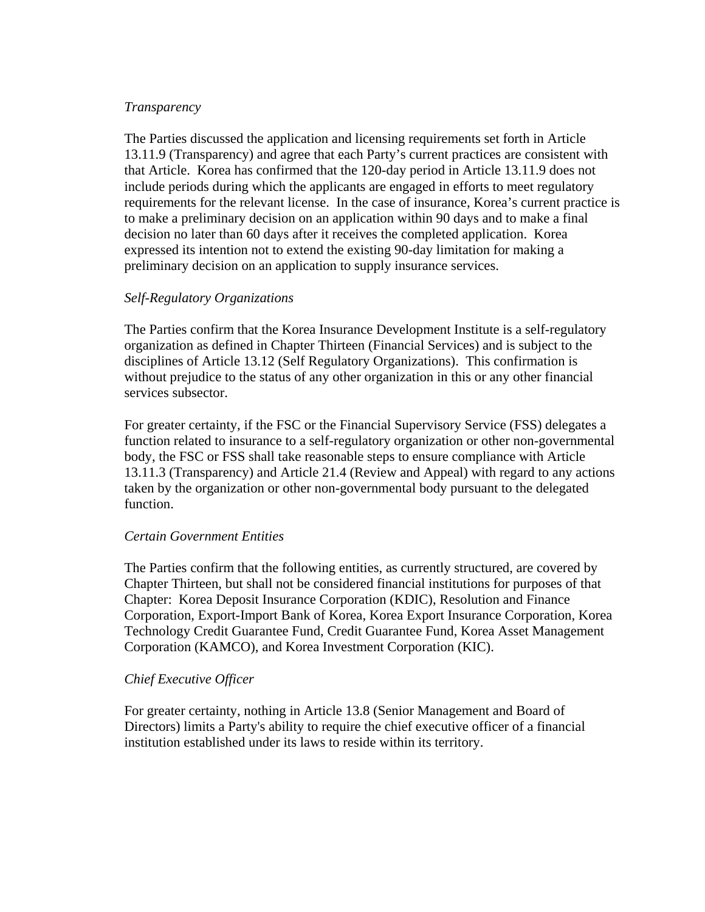*Transparency*

The Parties discussed the application and licensing requirements set forth in Article 13.11.9 (Transparency) and agree that each Party's current practices are consistent with that Article.  Korea has confirmed that the 120-day period in Article 13.11.9 does not include periods during which the applicants are engaged in efforts to meet regulatory requirements for the relevant license.  In the case of insurance, Korea's current practice is to make a preliminary decision on an application within 90 days and to make a final decision no later than 60 days after it receives the completed application.  Korea expressed its intention not to extend the existing 90-day limitation for making a preliminary decision on an application to supply insurance services.

*Self-Regulatory Organizations*

The Parties confirm that the Korea Insurance Development Institute is a self-regulatory organization as defined in Chapter Thirteen (Financial Services) and is subject to the disciplines of Article 13.12 (Self Regulatory Organizations).  This confirmation is without prejudice to the status of any other organization in this or any other financial services subsector.

For greater certainty, if the FSC or the Financial Supervisory Service (FSS) delegates a function related to insurance to a self-regulatory organization or other non-governmental body, the FSC or FSS shall take reasonable steps to ensure compliance with Article 13.11.3 (Transparency) and Article 21.4 (Review and Appeal) with regard to any actions taken by the organization or other non-governmental body pursuant to the delegated function.

*Certain Government Entities*

The Parties confirm that the following entities, as currently structured, are covered by Chapter Thirteen, but shall not be considered financial institutions for purposes of that Chapter:  Korea Deposit Insurance Corporation (KDIC), Resolution and Finance Corporation, Export-Import Bank of Korea, Korea Export Insurance Corporation, Korea Technology Credit Guarantee Fund, Credit Guarantee Fund, Korea Asset Management Corporation (KAMCO), and Korea Investment Corporation (KIC).

*Chief Executive Officer*

For greater certainty, nothing in Article 13.8 (Senior Management and Board of Directors) limits a Party's ability to require the chief executive officer of a financial institution established under its laws to reside within its territory.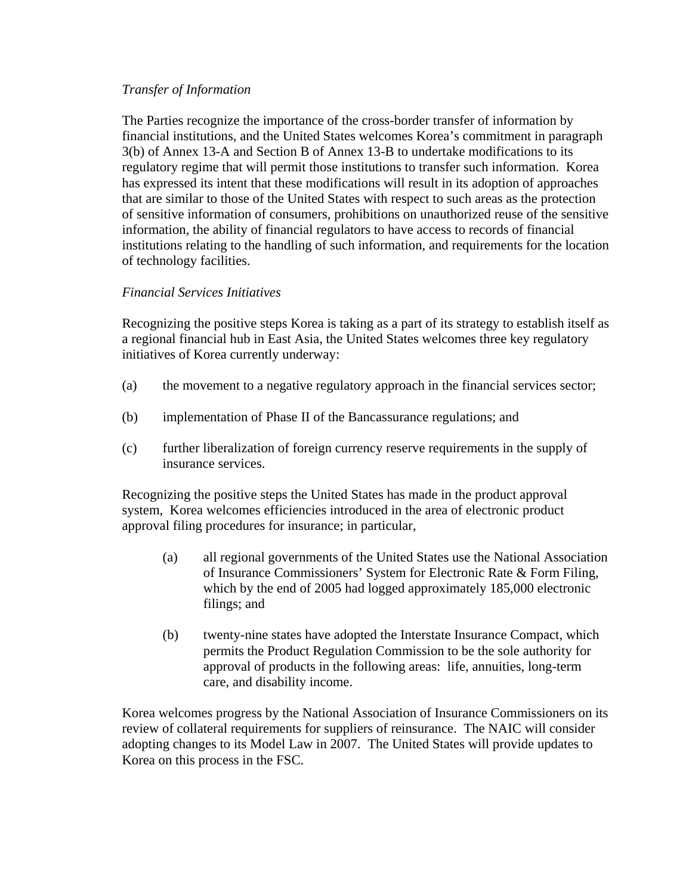*Transfer of Information*

The Parties recognize the importance of the cross-border transfer of information by financial institutions, and the United States welcomes Korea's commitment in paragraph 3(b) of Annex 13-A and Section B of Annex 13-B to undertake modifications to its regulatory regime that will permit those institutions to transfer such information. Korea has expressed its intent that these modifications will result in its adoption of approaches that are similar to those of the United States with respect to such areas as the protection of sensitive information of consumers, prohibitions on unauthorized reuse of the sensitive information, the ability of financial regulators to have access to records of financial institutions relating to the handling of such information, and requirements for the location of technology facilities.

*Financial Services Initiatives*

Recognizing the positive steps Korea is taking as a part of its strategy to establish itself as a regional financial hub in East Asia, the United States welcomes three key regulatory initiatives of Korea currently underway:

(a) the movement to a negative regulatory approach in the financial services sector;

(b) implementation of Phase II of the Bancassurance regulations; and

(c) further liberalization of foreign currency reserve requirements in the supply of insurance services.

Recognizing the positive steps the United States has made in the product approval system, Korea welcomes efficiencies introduced in the area of electronic product approval filing procedures for insurance; in particular,

> (a) all regional governments of the United States use the National Association of Insurance Commissioners' System for Electronic Rate & Form Filing, which by the end of 2005 had logged approximately 185,000 electronic filings; and
>
> (b) twenty-nine states have adopted the Interstate Insurance Compact, which permits the Product Regulation Commission to be the sole authority for approval of products in the following areas: life, annuities, long-term care, and disability income.

Korea welcomes progress by the National Association of Insurance Commissioners on its review of collateral requirements for suppliers of reinsurance. The NAIC will consider adopting changes to its Model Law in 2007. The United States will provide updates to Korea on this process in the FSC.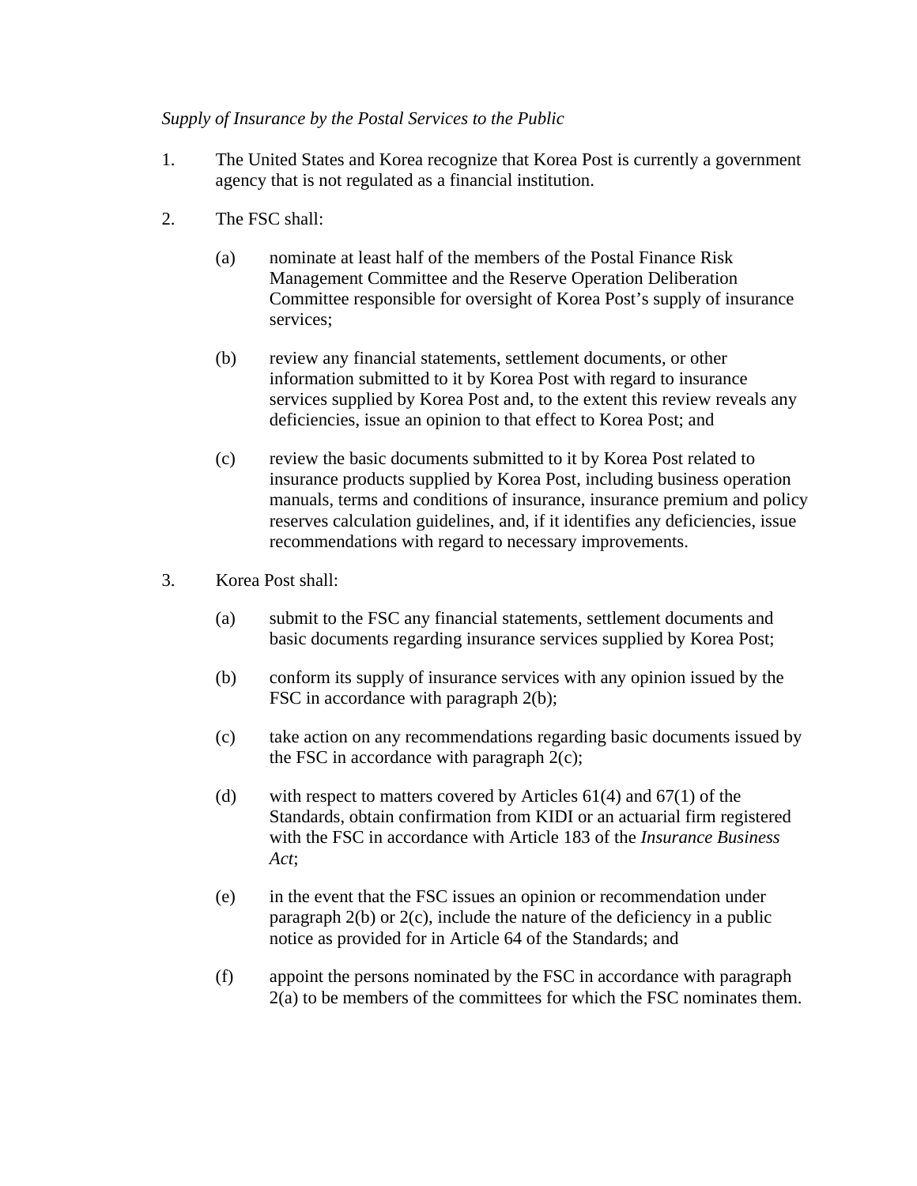*Supply of Insurance by the Postal Services to the Public*

1. The United States and Korea recognize that Korea Post is currently a government agency that is not regulated as a financial institution.

2. The FSC shall:

   (a) nominate at least half of the members of the Postal Finance Risk Management Committee and the Reserve Operation Deliberation Committee responsible for oversight of Korea Post's supply of insurance services;

   (b) review any financial statements, settlement documents, or other information submitted to it by Korea Post with regard to insurance services supplied by Korea Post and, to the extent this review reveals any deficiencies, issue an opinion to that effect to Korea Post; and

   (c) review the basic documents submitted to it by Korea Post related to insurance products supplied by Korea Post, including business operation manuals, terms and conditions of insurance, insurance premium and policy reserves calculation guidelines, and, if it identifies any deficiencies, issue recommendations with regard to necessary improvements.

3. Korea Post shall:

   (a) submit to the FSC any financial statements, settlement documents and basic documents regarding insurance services supplied by Korea Post;

   (b) conform its supply of insurance services with any opinion issued by the FSC in accordance with paragraph 2(b);

   (c) take action on any recommendations regarding basic documents issued by the FSC in accordance with paragraph 2(c);

   (d) with respect to matters covered by Articles 61(4) and 67(1) of the Standards, obtain confirmation from KIDI or an actuarial firm registered with the FSC in accordance with Article 183 of the *Insurance Business Act*;

   (e) in the event that the FSC issues an opinion or recommendation under paragraph 2(b) or 2(c), include the nature of the deficiency in a public notice as provided for in Article 64 of the Standards; and

   (f) appoint the persons nominated by the FSC in accordance with paragraph 2(a) to be members of the committees for which the FSC nominates them.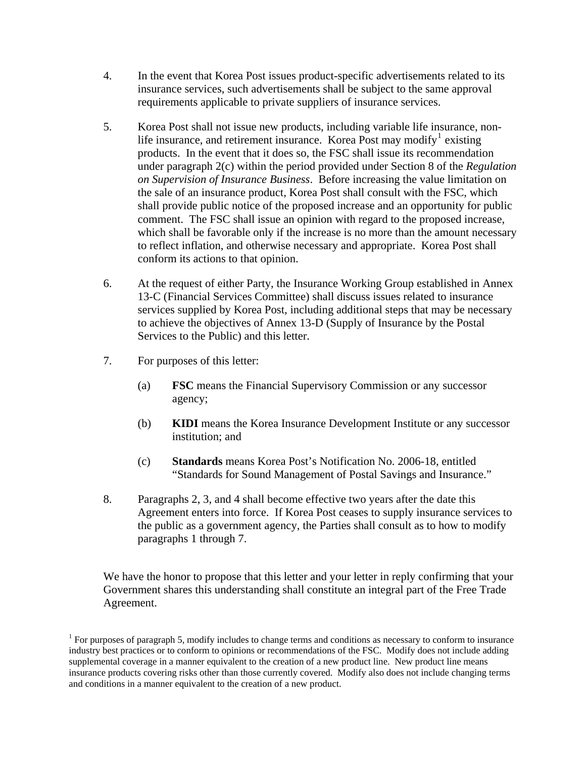4. In the event that Korea Post issues product-specific advertisements related to its insurance services, such advertisements shall be subject to the same approval requirements applicable to private suppliers of insurance services.

5. Korea Post shall not issue new products, including variable life insurance, non-life insurance, and retirement insurance. Korea Post may modify[1] existing products. In the event that it does so, the FSC shall issue its recommendation under paragraph 2(c) within the period provided under Section 8 of the *Regulation on Supervision of Insurance Business*. Before increasing the value limitation on the sale of an insurance product, Korea Post shall consult with the FSC, which shall provide public notice of the proposed increase and an opportunity for public comment. The FSC shall issue an opinion with regard to the proposed increase, which shall be favorable only if the increase is no more than the amount necessary to reflect inflation, and otherwise necessary and appropriate. Korea Post shall conform its actions to that opinion.

6. At the request of either Party, the Insurance Working Group established in Annex 13-C (Financial Services Committee) shall discuss issues related to insurance services supplied by Korea Post, including additional steps that may be necessary to achieve the objectives of Annex 13-D (Supply of Insurance by the Postal Services to the Public) and this letter.

7. For purposes of this letter:

   (a) **FSC** means the Financial Supervisory Commission or any successor agency;

   (b) **KIDI** means the Korea Insurance Development Institute or any successor institution; and

   (c) **Standards** means Korea Post's Notification No. 2006-18, entitled "Standards for Sound Management of Postal Savings and Insurance."

8. Paragraphs 2, 3, and 4 shall become effective two years after the date this Agreement enters into force. If Korea Post ceases to supply insurance services to the public as a government agency, the Parties shall consult as to how to modify paragraphs 1 through 7.

We have the honor to propose that this letter and your letter in reply confirming that your Government shares this understanding shall constitute an integral part of the Free Trade Agreement.

[1] For purposes of paragraph 5, modify includes to change terms and conditions as necessary to conform to insurance industry best practices or to conform to opinions or recommendations of the FSC. Modify does not include adding supplemental coverage in a manner equivalent to the creation of a new product line. New product line means insurance products covering risks other than those currently covered. Modify also does not include changing terms and conditions in a manner equivalent to the creation of a new product.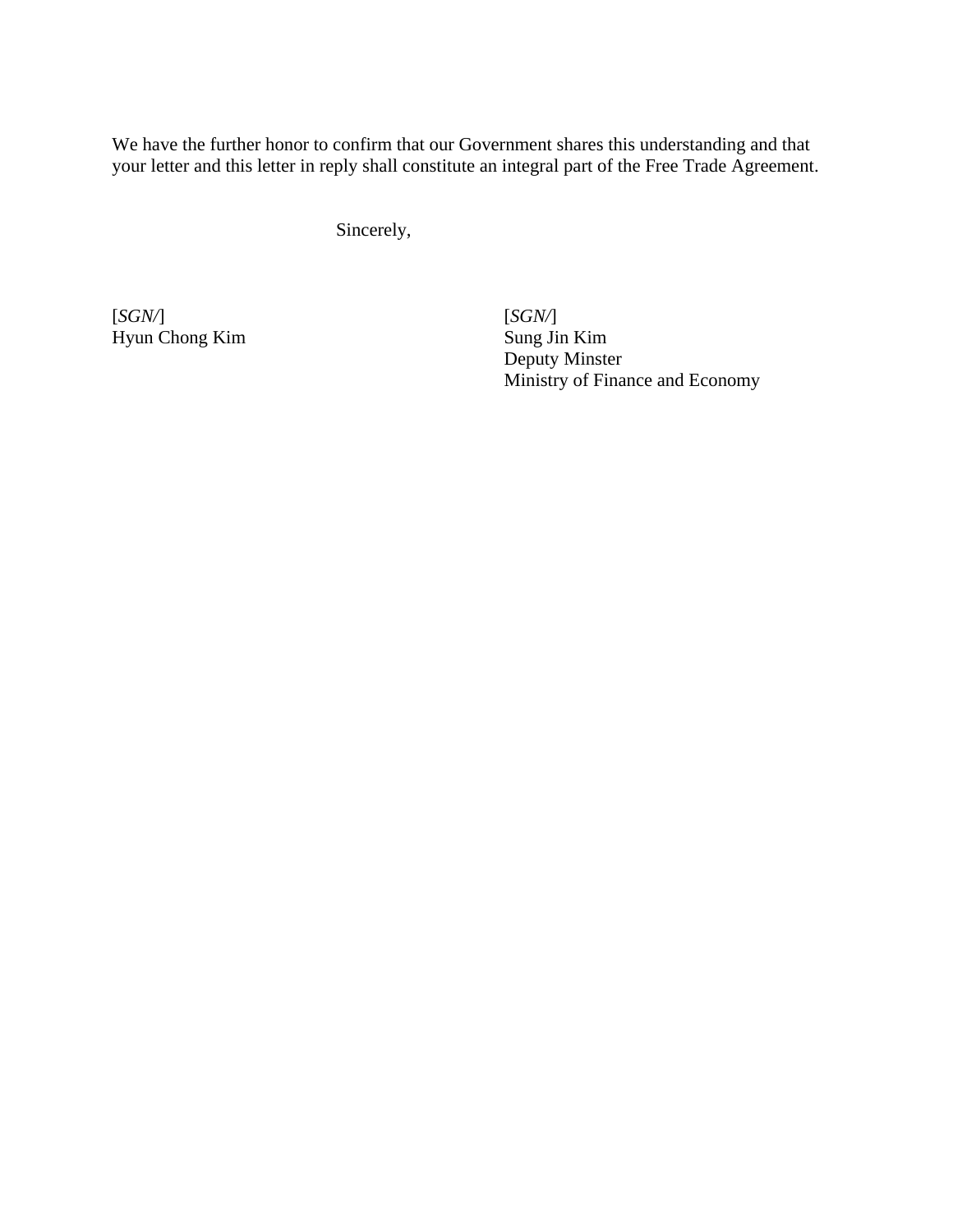We have the further honor to confirm that our Government shares this understanding and that your letter and this letter in reply shall constitute an integral part of the Free Trade Agreement.

Sincerely,

[*SGN/*]
Hyun Chong Kim

[*SGN/*]
Sung Jin Kim
Deputy Minster
Ministry of Finance and Economy